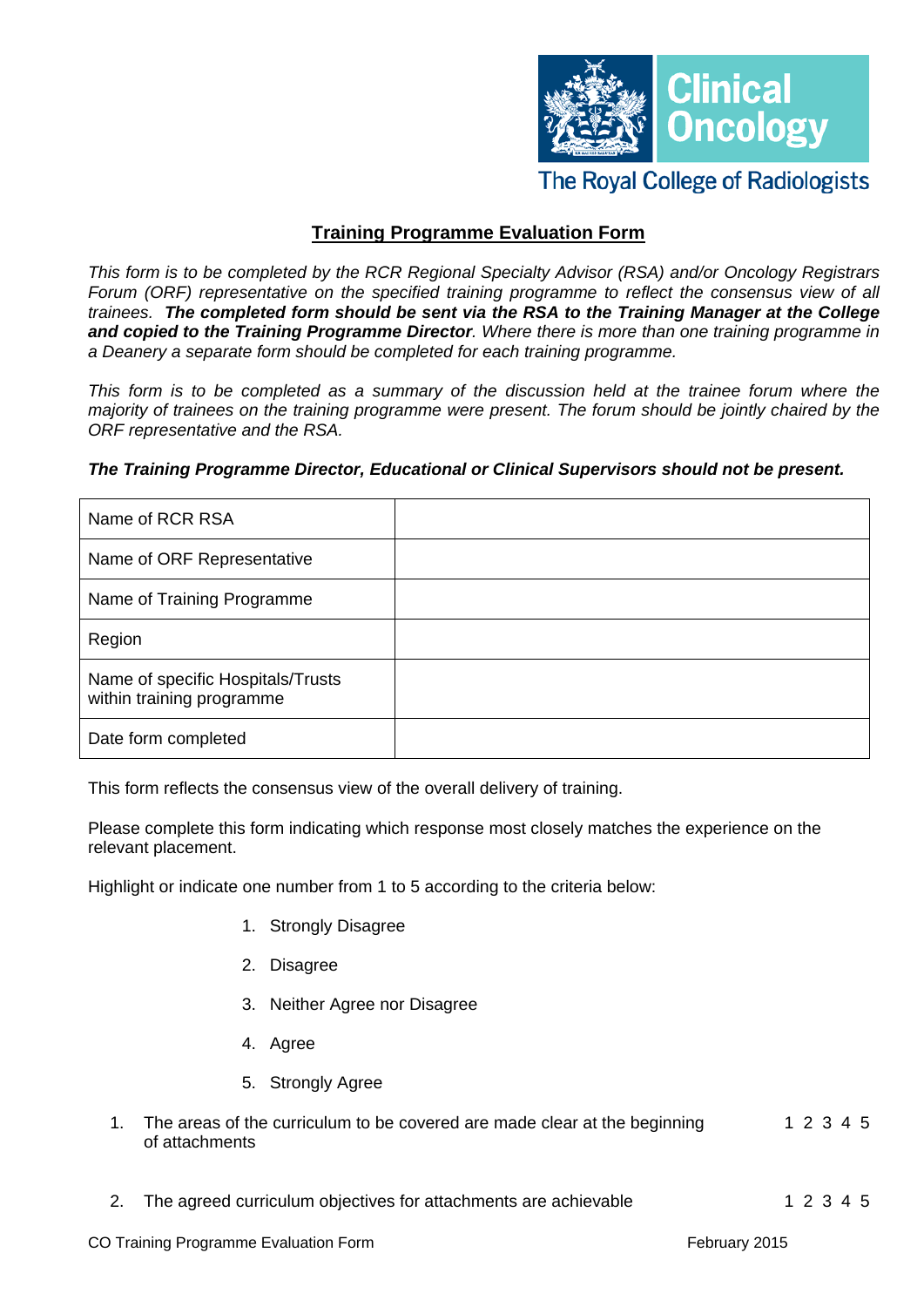Clinical Oncology

The Royal College of Radiologists

## Training Programme Evaluation Form

*This form is to be completed by the RCR Regional Specialty Advisor (RSA) and/or Oncology Registrars Forum (ORF) representative on the specified training programme to reflect the consensus view of all trainees.* ***The completed form should be sent via the RSA to the Training Manager at the College and copied to the Training Programme Director****. Where there is more than one training programme in a Deanery a separate form should be completed for each training programme.*

*This form is to be completed as a summary of the discussion held at the trainee forum where the majority of trainees on the training programme were present. The forum should be jointly chaired by the ORF representative and the RSA.*

***The Training Programme Director, Educational or Clinical Supervisors should not be present.***

| | |
|---|---|
| Name of RCR RSA | |
| Name of ORF Representative | |
| Name of Training Programme | |
| Region | |
| Name of specific Hospitals/Trusts within training programme | |
| Date form completed | |

This form reflects the consensus view of the overall delivery of training.

Please complete this form indicating which response most closely matches the experience on the relevant placement.

Highlight or indicate one number from 1 to 5 according to the criteria below:

1. Strongly Disagree
2. Disagree
3. Neither Agree nor Disagree
4. Agree
5. Strongly Agree

1. The areas of the curriculum to be covered are made clear at the beginning of attachments — 1 2 3 4 5

2. The agreed curriculum objectives for attachments are achievable — 1 2 3 4 5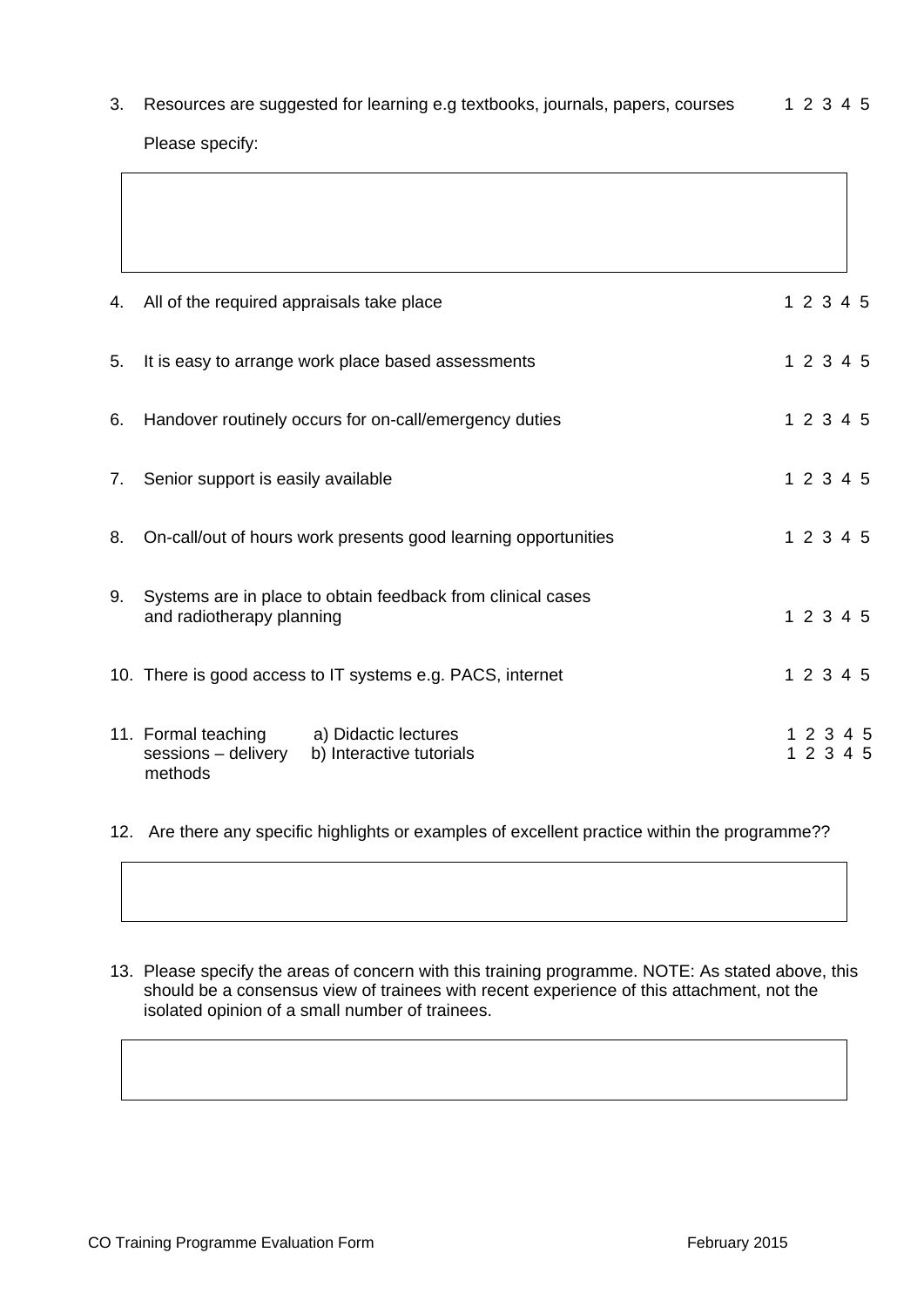3. Resources are suggested for learning e.g textbooks, journals, papers, courses 1 2 3 4 5

   Please specify:

4. All of the required appraisals take place 1 2 3 4 5

5. It is easy to arrange work place based assessments 1 2 3 4 5

6. Handover routinely occurs for on-call/emergency duties 1 2 3 4 5

7. Senior support is easily available 1 2 3 4 5

8. On-call/out of hours work presents good learning opportunities 1 2 3 4 5

9. Systems are in place to obtain feedback from clinical cases and radiotherapy planning 1 2 3 4 5

10. There is good access to IT systems e.g. PACS, internet 1 2 3 4 5

11. Formal teaching sessions – delivery methods
    - a) Didactic lectures 1 2 3 4 5
    - b) Interactive tutorials 1 2 3 4 5

12. Are there any specific highlights or examples of excellent practice within the programme??

13. Please specify the areas of concern with this training programme. NOTE: As stated above, this should be a consensus view of trainees with recent experience of this attachment, not the isolated opinion of a small number of trainees.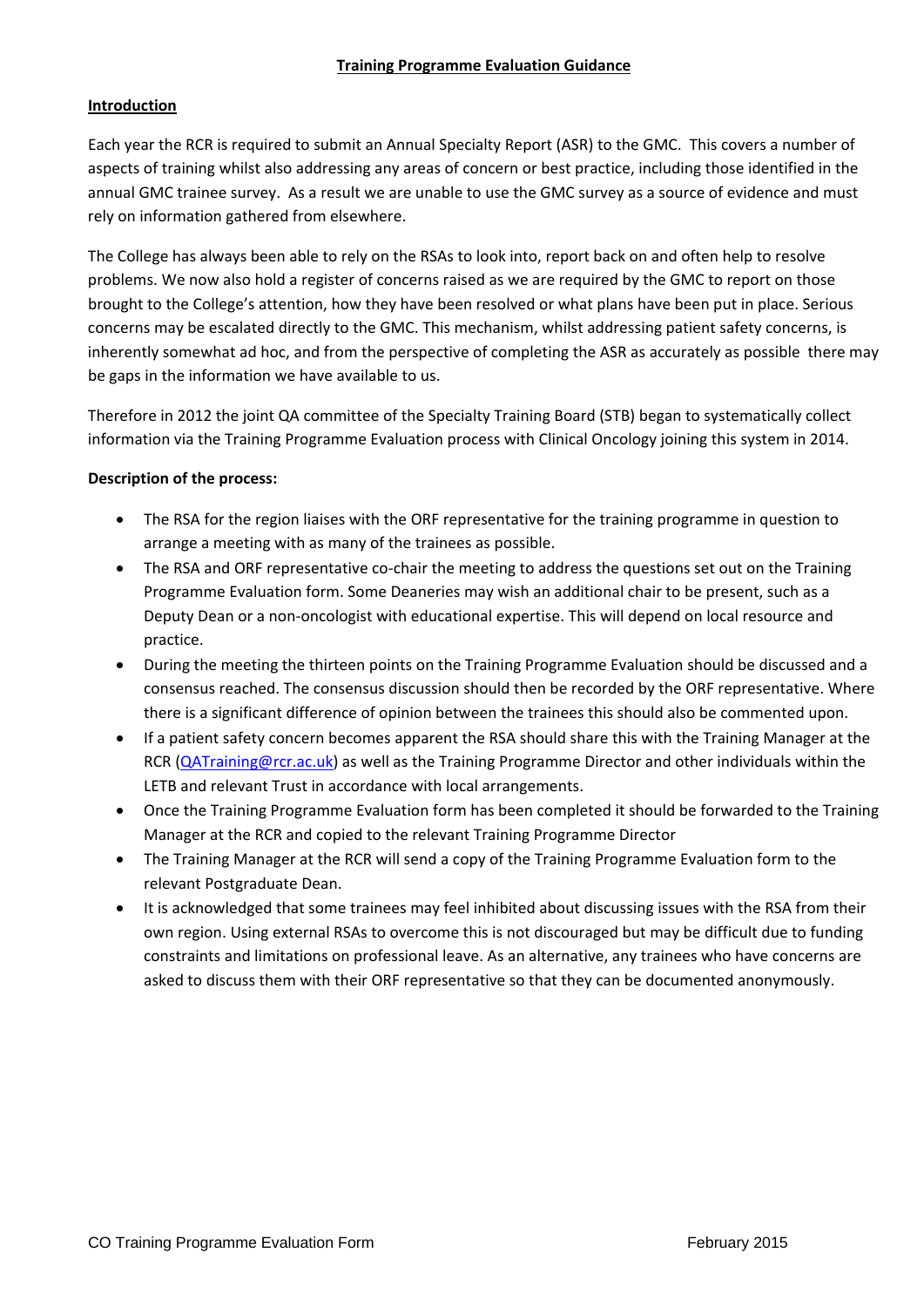# Training Programme Evaluation Guidance

## Introduction

Each year the RCR is required to submit an Annual Specialty Report (ASR) to the GMC. This covers a number of aspects of training whilst also addressing any areas of concern or best practice, including those identified in the annual GMC trainee survey. As a result we are unable to use the GMC survey as a source of evidence and must rely on information gathered from elsewhere.

The College has always been able to rely on the RSAs to look into, report back on and often help to resolve problems. We now also hold a register of concerns raised as we are required by the GMC to report on those brought to the College's attention, how they have been resolved or what plans have been put in place. Serious concerns may be escalated directly to the GMC. This mechanism, whilst addressing patient safety concerns, is inherently somewhat ad hoc, and from the perspective of completing the ASR as accurately as possible there may be gaps in the information we have available to us.

Therefore in 2012 the joint QA committee of the Specialty Training Board (STB) began to systematically collect information via the Training Programme Evaluation process with Clinical Oncology joining this system in 2014.

**Description of the process:**

- The RSA for the region liaises with the ORF representative for the training programme in question to arrange a meeting with as many of the trainees as possible.
- The RSA and ORF representative co-chair the meeting to address the questions set out on the Training Programme Evaluation form. Some Deaneries may wish an additional chair to be present, such as a Deputy Dean or a non-oncologist with educational expertise. This will depend on local resource and practice.
- During the meeting the thirteen points on the Training Programme Evaluation should be discussed and a consensus reached. The consensus discussion should then be recorded by the ORF representative. Where there is a significant difference of opinion between the trainees this should also be commented upon.
- If a patient safety concern becomes apparent the RSA should share this with the Training Manager at the RCR (QATraining@rcr.ac.uk) as well as the Training Programme Director and other individuals within the LETB and relevant Trust in accordance with local arrangements.
- Once the Training Programme Evaluation form has been completed it should be forwarded to the Training Manager at the RCR and copied to the relevant Training Programme Director
- The Training Manager at the RCR will send a copy of the Training Programme Evaluation form to the relevant Postgraduate Dean.
- It is acknowledged that some trainees may feel inhibited about discussing issues with the RSA from their own region. Using external RSAs to overcome this is not discouraged but may be difficult due to funding constraints and limitations on professional leave. As an alternative, any trainees who have concerns are asked to discuss them with their ORF representative so that they can be documented anonymously.